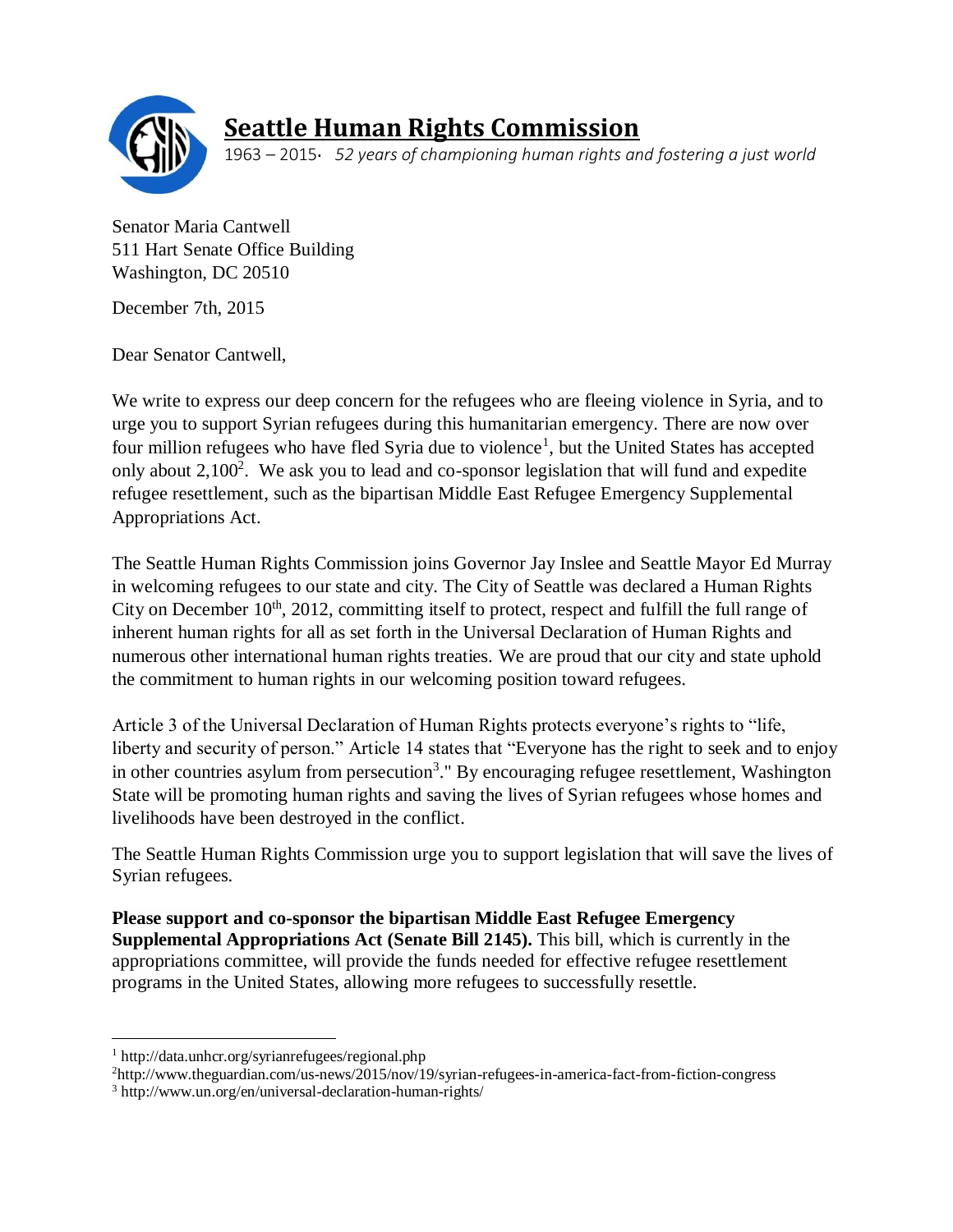# Seattle Human Rights Commission

1963 – 2015· *52 years of championing human rights and fostering a just world*

Senator Maria Cantwell
511 Hart Senate Office Building
Washington, DC 20510

December 7th, 2015

Dear Senator Cantwell,

We write to express our deep concern for the refugees who are fleeing violence in Syria, and to urge you to support Syrian refugees during this humanitarian emergency. There are now over four million refugees who have fled Syria due to violence[1], but the United States has accepted only about 2,100[2]. We ask you to lead and co-sponsor legislation that will fund and expedite refugee resettlement, such as the bipartisan Middle East Refugee Emergency Supplemental Appropriations Act.

The Seattle Human Rights Commission joins Governor Jay Inslee and Seattle Mayor Ed Murray in welcoming refugees to our state and city. The City of Seattle was declared a Human Rights City on December 10th, 2012, committing itself to protect, respect and fulfill the full range of inherent human rights for all as set forth in the Universal Declaration of Human Rights and numerous other international human rights treaties. We are proud that our city and state uphold the commitment to human rights in our welcoming position toward refugees.

Article 3 of the Universal Declaration of Human Rights protects everyone's rights to "life, liberty and security of person." Article 14 states that "Everyone has the right to seek and to enjoy in other countries asylum from persecution[3]." By encouraging refugee resettlement, Washington State will be promoting human rights and saving the lives of Syrian refugees whose homes and livelihoods have been destroyed in the conflict.

The Seattle Human Rights Commission urge you to support legislation that will save the lives of Syrian refugees.

**Please support and co-sponsor the bipartisan Middle East Refugee Emergency Supplemental Appropriations Act (Senate Bill 2145).** This bill, which is currently in the appropriations committee, will provide the funds needed for effective refugee resettlement programs in the United States, allowing more refugees to successfully resettle.

---

[1] http://data.unhcr.org/syrianrefugees/regional.php

[2] http://www.theguardian.com/us-news/2015/nov/19/syrian-refugees-in-america-fact-from-fiction-congress

[3] http://www.un.org/en/universal-declaration-human-rights/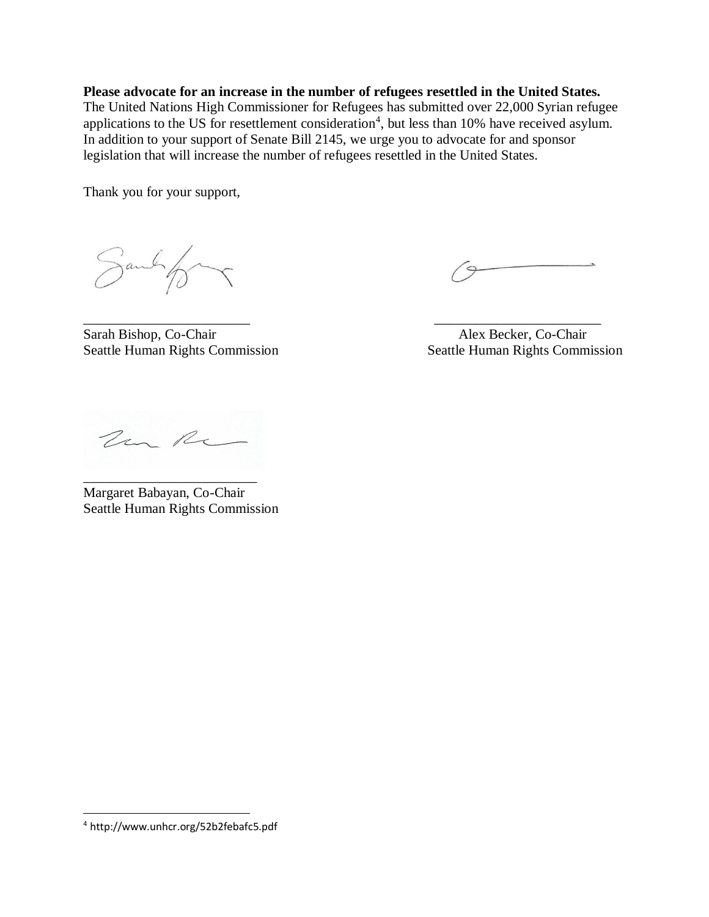**Please advocate for an increase in the number of refugees resettled in the United States.** The United Nations High Commissioner for Refugees has submitted over 22,000 Syrian refugee applications to the US for resettlement consideration[4], but less than 10% have received asylum. In addition to your support of Senate Bill 2145, we urge you to advocate for and sponsor legislation that will increase the number of refugees resettled in the United States.

Thank you for your support,

Sarah Bishop, Co-Chair
Seattle Human Rights Commission

Alex Becker, Co-Chair
Seattle Human Rights Commission

Margaret Babayan, Co-Chair
Seattle Human Rights Commission

---

[4] http://www.unhcr.org/52b2febafc5.pdf